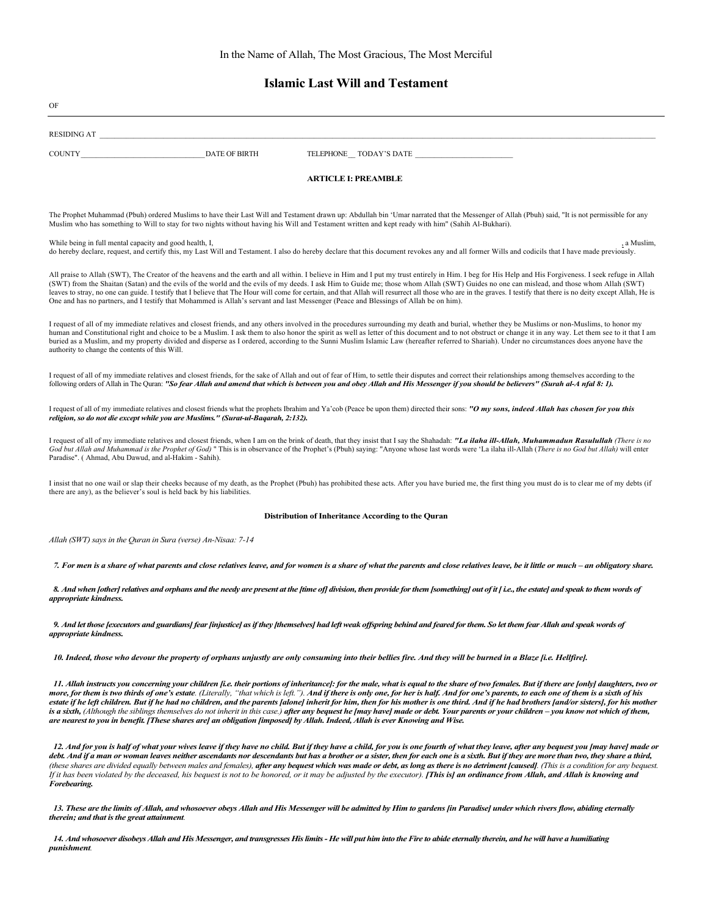In the Name of Allah, The Most Gracious, The Most Merciful

# Islamic Last Will and Testament

OF

---

RESIDING AT ______________________________________________________________________________

COUNTY ________________________________ DATE OF BIRTH TELEPHONE __ TODAY'S DATE ________________________

## ARTICLE I: PREAMBLE

The Prophet Muhammad (Pbuh) ordered Muslims to have their Last Will and Testament drawn up: Abdullah bin 'Umar narrated that the Messenger of Allah (Pbuh) said, "It is not permissible for any Muslim who has something to Will to stay for two nights without having his Will and Testament written and kept ready with him" (Sahih Al-Bukhari).

While being in full mental capacity and good health, I, , a Muslim, do hereby declare, request, and certify this, my Last Will and Testament. I also do hereby declare that this document revokes any and all former Wills and codicils that I have made previously.

All praise to Allah (SWT), The Creator of the heavens and the earth and all within. I believe in Him and I put my trust entirely in Him. I beg for His Help and His Forgiveness. I seek refuge in Allah (SWT) from the Shaitan (Satan) and the evils of the world and the evils of my deeds. I ask Him to Guide me; those whom Allah (SWT) Guides no one can mislead, and those whom Allah (SWT) leaves to stray, no one can guide. I testify that I believe that The Hour will come for certain, and that Allah will resurrect all those who are in the graves. I testify that there is no deity except Allah, He is One and has no partners, and I testify that Mohammed is Allah's servant and last Messenger (Peace and Blessings of Allah be on him).

I request of all of my immediate relatives and closest friends, and any others involved in the procedures surrounding my death and burial, whether they be Muslims or non-Muslims, to honor my human and Constitutional right and choice to be a Muslim. I ask them to also honor the spirit as well as letter of this document and to not obstruct or change it in any way. Let them see to it that I am buried as a Muslim, and my property divided and disperse as I ordered, according to the Sunni Muslim Islamic Law (hereafter referred to Shariah). Under no circumstances does anyone have the authority to change the contents of this Will.

I request of all of my immediate relatives and closest friends, for the sake of Allah and out of fear of Him, to settle their disputes and correct their relationships among themselves according to the following orders of Allah in The Quran: ***"So fear Allah and amend that which is between you and obey Allah and His Messenger if you should be believers" (Surah al-A nfal 8: 1).***

I request of all of my immediate relatives and closest friends what the prophets Ibrahim and Ya'cob (Peace be upon them) directed their sons: ***"O my sons, indeed Allah has chosen for you this religion, so do not die except while you are Muslims." (Surat-ul-Baqarah, 2:132).***

I request of all of my immediate relatives and closest friends, when I am on the brink of death, that they insist that I say the Shahadah: ***"La ilaha ill-Allah, Muhammadun Rasulullah*** *(There is no God but Allah and Muhammad is the Prophet of God)* " This is in observance of the Prophet's (Pbuh) saying: "Anyone whose last words were 'La ilaha ill-Allah (*There is no God but Allah)* will enter Paradise". ( Ahmad, Abu Dawud, and al-Hakim - Sahih).

I insist that no one wail or slap their cheeks because of my death, as the Prophet (Pbuh) has prohibited these acts. After you have buried me, the first thing you must do is to clear me of my debts (if there are any), as the believer's soul is held back by his liabilities.

### Distribution of Inheritance According to the Quran

*Allah (SWT) says in the Quran in Sura (verse) An-Nisaa: 7-14*

***7. For men is a share of what parents and close relatives leave, and for women is a share of what the parents and close relatives leave, be it little or much – an obligatory share.***

***8. And when [other] relatives and orphans and the needy are present at the [time of] division, then provide for them [something] out of it [ i.e., the estate] and speak to them words of appropriate kindness.***

***9. And let those [executors and guardians] fear [injustice] as if they [themselves] had left weak offspring behind and feared for them. So let them fear Allah and speak words of appropriate kindness.***

***10. Indeed, those who devour the property of orphans unjustly are only consuming into their bellies fire. And they will be burned in a Blaze [i.e. Hellfire].***

***11. Allah instructs you concerning your children [i.e. their portions of inheritance]: for the male, what is equal to the share of two females. But if there are [only] daughters, two or more, for them is two thirds of one's estate****. (Literally, "that which is left.").* ***And if there is only one, for her is half. And for one's parents, to each one of them is a sixth of his estate if he left children. But if he had no children, and the parents [alone] inherit for him, then for his mother is one third. And if he had brothers [and/or sisters], for his mother is a sixth,*** *(Although the siblings themselves do not inherit in this case.)* ***after any bequest he [may have] made or debt. Your parents or your children – you know not which of them, are nearest to you in benefit. [These shares are] an obligation [imposed] by Allah. Indeed, Allah is ever Knowing and Wise.***

***12. And for you is half of what your wives leave if they have no child. But if they have a child, for you is one fourth of what they leave, after any bequest you [may have] made or debt. And if a man or woman leaves neither ascendants nor descendants but has a brother or a sister, then for each one is a sixth. But if they are more than two, they share a third,*** *(these shares are divided equally between males and females),* ***after any bequest which was made or debt, as long as there is no detriment [caused]****. (This is a condition for any bequest. If it has been violated by the deceased, his bequest is not to be honored, or it may be adjusted by the executor).* ***[This is] an ordinance from Allah, and Allah is knowing and Forebearing.***

***13. These are the limits of Allah, and whosoever obeys Allah and His Messenger will be admitted by Him to gardens [in Paradise] under which rivers flow, abiding eternally therein; and that is the great attainment****.*

***14. And whosoever disobeys Allah and His Messenger, and transgresses His limits - He will put him into the Fire to abide eternally therein, and he will have a humiliating punishment****.*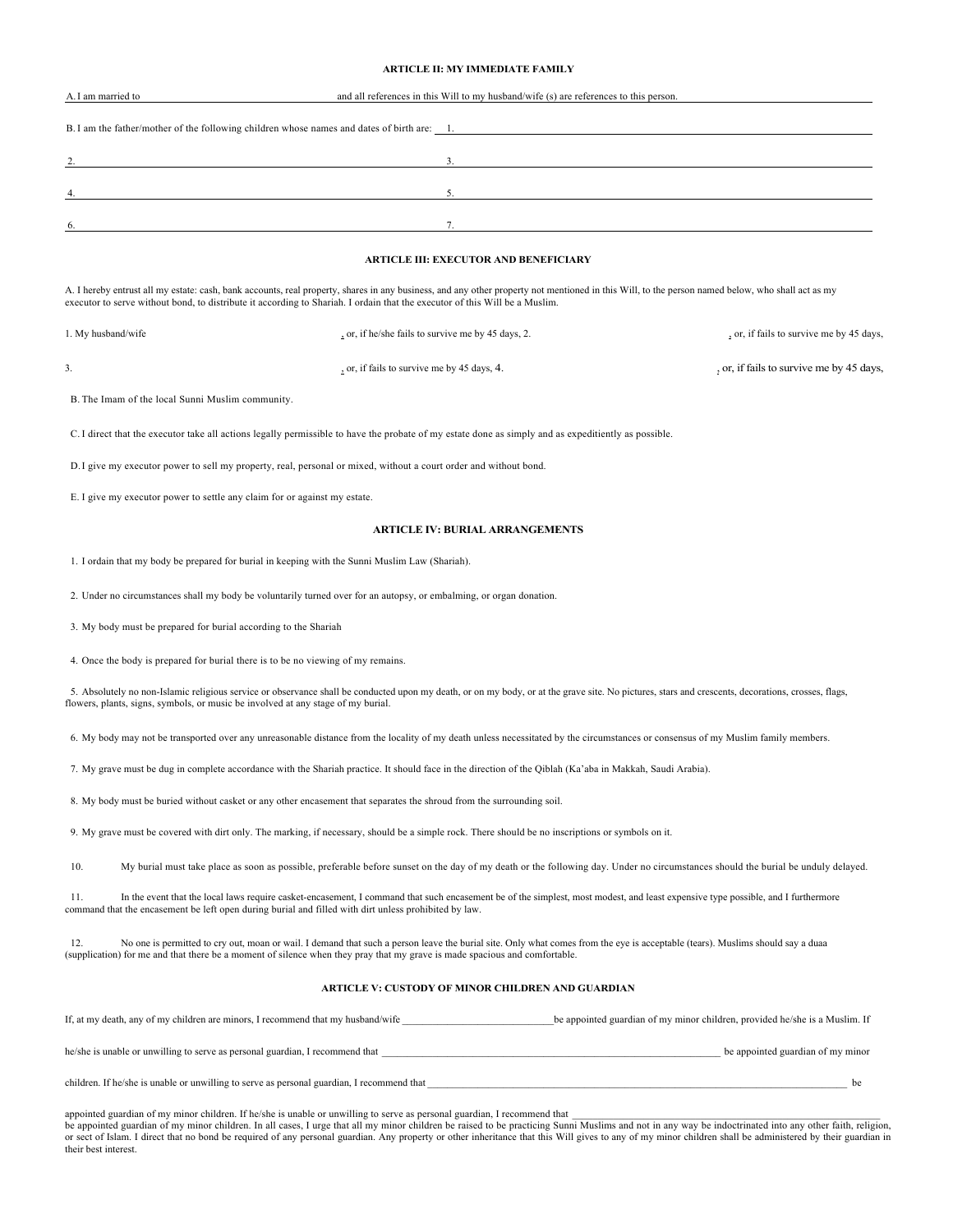### ARTICLE II: MY IMMEDIATE FAMILY

A. I am married to ______________________________ and all references in this Will to my husband/wife (s) are references to this person.

B. I am the father/mother of the following children whose names and dates of birth are: 1. ______________________________

2. ______________________________ 3. ______________________________

4. ______________________________ 5. ______________________________

6. ______________________________ 7. ______________________________

### ARTICLE III: EXECUTOR AND BENEFICIARY

A. I hereby entrust all my estate: cash, bank accounts, real property, shares in any business, and any other property not mentioned in this Will, to the person named below, who shall act as my executor to serve without bond, to distribute it according to Shariah. I ordain that the executor of this Will be a Muslim.

1. My husband/wife ______________________________, or, if he/she fails to survive me by 45 days, 2. ______________________________, or, if fails to survive me by 45 days,

3. ______________________________, or, if fails to survive me by 45 days, 4. ______________________________, or, if fails to survive me by 45 days,

B. The Imam of the local Sunni Muslim community.

C. I direct that the executor take all actions legally permissible to have the probate of my estate done as simply and as expeditiently as possible.

D. I give my executor power to sell my property, real, personal or mixed, without a court order and without bond.

E. I give my executor power to settle any claim for or against my estate.

### ARTICLE IV: BURIAL ARRANGEMENTS

1. I ordain that my body be prepared for burial in keeping with the Sunni Muslim Law (Shariah).

2. Under no circumstances shall my body be voluntarily turned over for an autopsy, or embalming, or organ donation.

3. My body must be prepared for burial according to the Shariah

4. Once the body is prepared for burial there is to be no viewing of my remains.

5. Absolutely no non-Islamic religious service or observance shall be conducted upon my death, or on my body, or at the grave site. No pictures, stars and crescents, decorations, crosses, flags, flowers, plants, signs, symbols, or music be involved at any stage of my burial.

6. My body may not be transported over any unreasonable distance from the locality of my death unless necessitated by the circumstances or consensus of my Muslim family members.

7. My grave must be dug in complete accordance with the Shariah practice. It should face in the direction of the Qiblah (Ka'aba in Makkah, Saudi Arabia).

8. My body must be buried without casket or any other encasement that separates the shroud from the surrounding soil.

9. My grave must be covered with dirt only. The marking, if necessary, should be a simple rock. There should be no inscriptions or symbols on it.

10. My burial must take place as soon as possible, preferable before sunset on the day of my death or the following day. Under no circumstances should the burial be unduly delayed.

11. In the event that the local laws require casket-encasement, I command that such encasement be of the simplest, most modest, and least expensive type possible, and I furthermore command that the encasement be left open during burial and filled with dirt unless prohibited by law.

12. No one is permitted to cry out, moan or wail. I demand that such a person leave the burial site. Only what comes from the eye is acceptable (tears). Muslims should say a duaa (supplication) for me and that there be a moment of silence when they pray that my grave is made spacious and comfortable.

### ARTICLE V: CUSTODY OF MINOR CHILDREN AND GUARDIAN

If, at my death, any of my children are minors, I recommend that my husband/wife ______________________________ be appointed guardian of my minor children, provided he/she is a Muslim. If he/she is unable or unwilling to serve as personal guardian, I recommend that ______________________________ be appointed guardian of my minor children. If he/she is unable or unwilling to serve as personal guardian, I recommend that ______________________________ be appointed guardian of my minor children. If he/she is unable or unwilling to serve as personal guardian, I recommend that ______________________________ be appointed guardian of my minor children. In all cases, I urge that all my minor children be raised to be practicing Sunni Muslims and not in any way be indoctrinated into any other faith, religion, or sect of Islam. I direct that no bond be required of any personal guardian. Any property or other inheritance that this Will gives to any of my minor children shall be administered by their guardian in their best interest.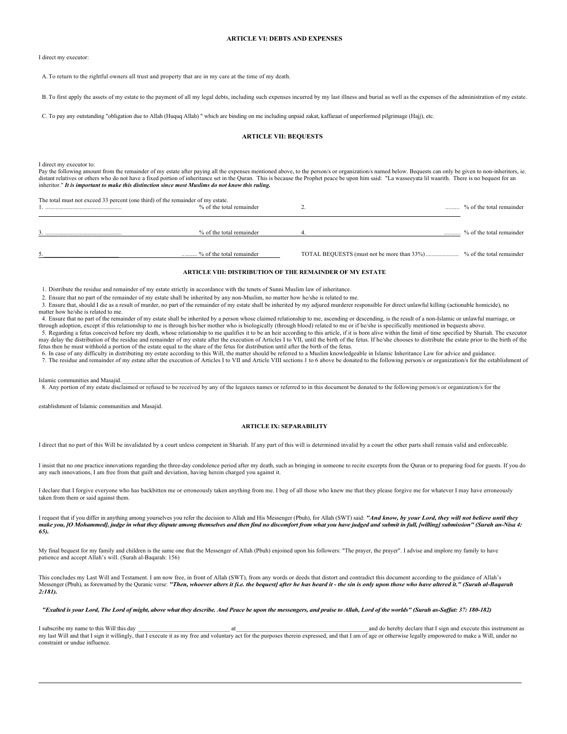## ARTICLE VI: DEBTS AND EXPENSES

I direct my executor:

A. To return to the rightful owners all trust and property that are in my care at the time of my death.

B. To first apply the assets of my estate to the payment of all my legal debts, including such expenses incurred by my last illness and burial as well as the expenses of the administration of my estate.

C. To pay any outstanding "obligation due to Allah (Huquq Allah) " which are binding on me including unpaid zakat, kaffaraat of unperformed pilgrimage (Hajj), etc.

## ARTICLE VII: BEQUESTS

I direct my executor to:
Pay the following amount from the remainder of my estate after paying all the expenses mentioned above, to the person/s or organization/s named below. Bequests can only be given to non-inheritors, ie. distant relatives or others who do not have a fixed portion of inheritance set in the Quran. This is because the Prophet peace be upon him said: "La wasseeyata lil waarith. There is no bequest for an inheritor." ***It is important to make this distinction since most Muslims do not know this ruling.***

The total must not exceed 33 percent (one third) of the remainder of my estate.

| | | | |
|---|---|---|---|
| 1. ..................................................... | % of the total remainder | 2. | ......... % of the total remainder |
| 3. ..................................................... | % of the total remainder | 4. | .......... % of the total remainder |
| 5.________________________ | .......... % of the total remainder | TOTAL BEQUESTS (must not be more than 33%) ...................... | % of the total remainder |

## ARTICLE VIII: DISTRIBUTION OF THE REMAINDER OF MY ESTATE

1. Distribute the residue and remainder of my estate strictly in accordance with the tenets of Sunni Muslim law of inheritance.
2. Ensure that no part of the remainder of my estate shall be inherited by any non-Muslim, no matter how he/she is related to me.
3. Ensure that, should I die as a result of murder, no part of the remainder of my estate shall be inherited by my adjured murderer responsible for direct unlawful killing (actionable homicide), no matter how he/she is related to me.
4. Ensure that no part of the remainder of my estate shall be inherited by a person whose claimed relationship to me, ascending or descending, is the result of a non-Islamic or unlawful marriage, or through adoption, except if this relationship to me is through his/her mother who is biologically (through blood) related to me or if he/she is specifically mentioned in bequests above.
5. Regarding a fetus conceived before my death, whose relationship to me qualifies it to be an heir according to this article, if it is born alive within the limit of time specified by Shariah. The executor may delay the distribution of the residue and remainder of my estate after the execution of Articles I to VII, until the birth of the fetus. If he/she chooses to distribute the estate prior to the birth of the fetus then he must withhold a portion of the estate equal to the share of the fetus for distribution until after the birth of the fetus.
6. In case of any difficulty in distributing my estate according to this Will, the matter should be referred to a Muslim knowledgeable in Islamic Inheritance Law for advice and guidance.
7. The residue and remainder of my estate after the execution of Articles I to VII and Article VIII sections 1 to 6 above be donated to the following person/s or organization/s for the establishment of Islamic communities and Masajid.____________________________________________________________________________________________
8. Any portion of my estate disclaimed or refused to be received by any of the legatees names or referred to in this document be donated to the following person/s or organization/s for the establishment of Islamic communities and Masajid.

## ARTICLE IX: SEPARABILITY

I direct that no part of this Will be invalidated by a court unless competent in Shariah. If any part of this will is determined invalid by a court the other parts shall remain valid and enforceable.

I insist that no one practice innovations regarding the three-day condolence period after my death, such as bringing in someone to recite excerpts from the Quran or to preparing food for guests. If you do any such innovations, I am free from that guilt and deviation, having herein charged you against it.

I declare that I forgive everyone who has backbitten me or erroneously taken anything from me. I beg of all those who knew me that they please forgive me for whatever I may have erroneously taken from them or said against them.

I request that if you differ in anything among yourselves you refer the decision to Allah and His Messenger (Pbuh), for Allah (SWT) said: ***"And know, by your Lord, they will not believe until they make you, [O Mohammed], judge in what they dispute among themselves and then find no discomfort from what you have judged and submit in full, [willing] submission" (Surah an-Nisa 4: 65).***

My final bequest for my family and children is the same one that the Messenger of Allah (Pbuh) enjoined upon his followers: "The prayer, the prayer". I advise and implore my family to have patience and accept Allah's will. (Surah al-Baqarah: 156)

This concludes my Last Will and Testament. I am now free, in front of Allah (SWT), from any words or deeds that distort and contradict this document according to the guidance of Allah's Messenger (Pbuh), as forewarned by the Quranic verse: ***"Then, whoever alters it [i.e. the bequest] after he has heard it - the sin is only upon those who have altered it." (Surah al-Baqarah 2:181).***

***"Exalted is your Lord, The Lord of might, above what they describe. And Peace be upon the messengers, and praise to Allah, Lord of the worlds" (Surah as-Saffat: 37: 180-182)***

I subscribe my name to this Will this day ______________________________ at ____________________________________________ and do hereby declare that I sign and execute this instrument as my last Will and that I sign it willingly, that I execute it as my free and voluntary act for the purposes therein expressed, and that I am of age or otherwise legally empowered to make a Will, under no constraint or undue influence.

___________________________________________________________________________________________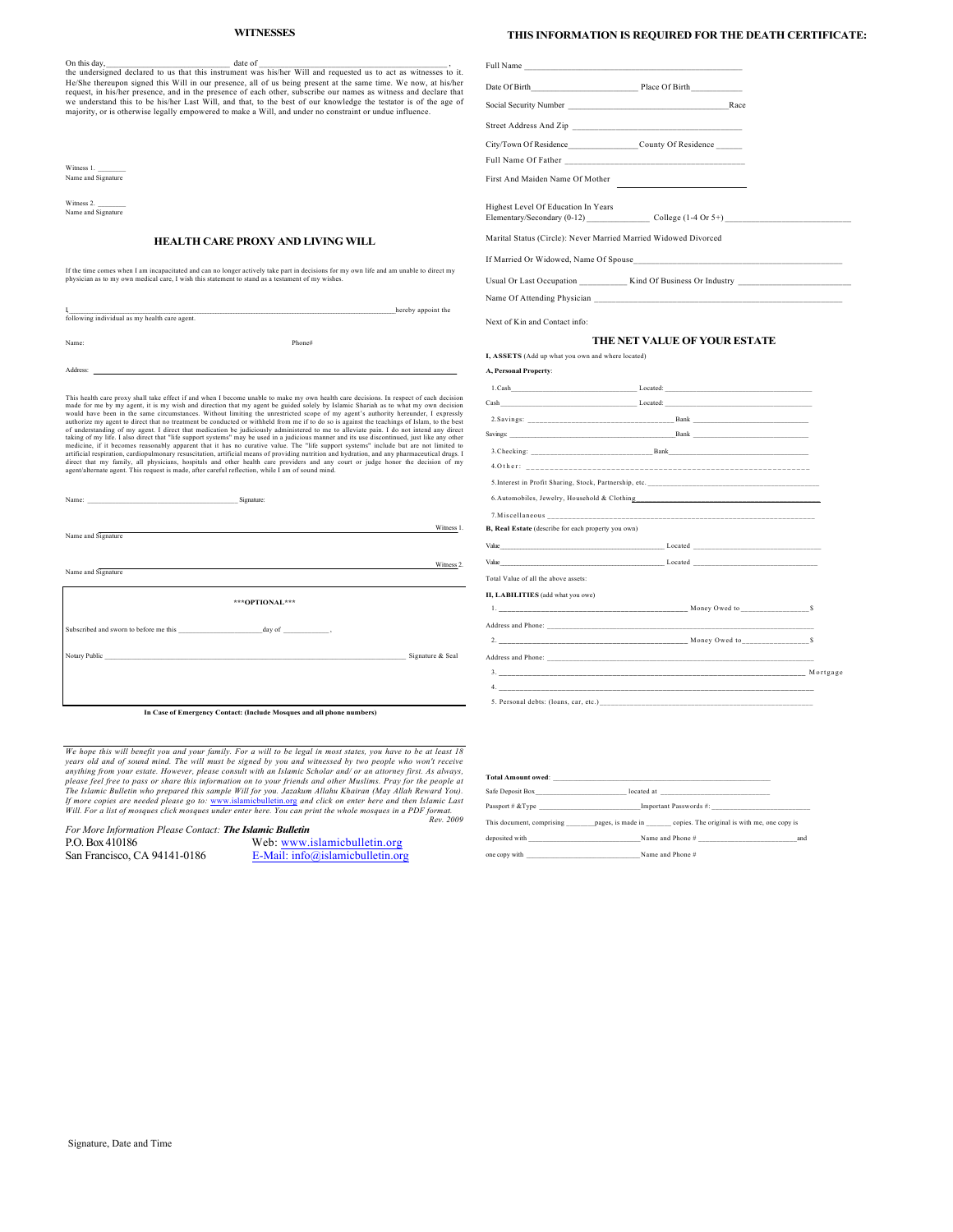## WITNESSES

On this day,_____________________________ date of ___________________________________________,
the undersigned declared to us that this instrument was his/her Will and requested us to act as witnesses to it. He/She thereupon signed this Will in our presence, all of us being present at the same time. We now, at his/her request, in his/her presence, and in the presence of each other, subscribe our names as witness and declare that we understand this to be his/her Last Will, and that, to the best of our knowledge the testator is of the age of majority, or is otherwise legally empowered to make a Will, and under no constraint or undue influence.

Witness 1. ________
Name and Signature

Witness 2. ________
Name and Signature

## HEALTH CARE PROXY AND LIVING WILL

If the time comes when I am incapacitated and can no longer actively take part in decisions for my own life and am unable to direct my physician as to my own medical care, I wish this statement to stand as a testament of my wishes.

I,_______________________________________________________________________hereby appoint the following individual as my health care agent.

Name: Phone#

Address: ________________________________________________

This health care proxy shall take effect if and when I become unable to make my own health care decisions. In respect of each decision made for me by my agent, it is my wish and direction that my agent be guided solely by Islamic Shariah as to what my own decision would have been in the same circumstances. Without limiting the unrestricted scope of my agent's authority hereunder, I expressly authorize my agent to direct that no treatment be conducted or withheld from me if to do so is against the teachings of Islam, to the best of understanding of my agent. I direct that medication be judiciously administered to me to alleviate pain. I do not intend any direct taking of my life. I also direct that "life support systems" may be used in a judicious manner and its use discontinued, just like any other medicine, if it becomes reasonably apparent that it has no curative value. The "life support systems" include but are not limited to artificial respiration, cardiopulmonary resuscitation, artificial means of providing nutrition and hydration, and any pharmaceutical drugs. I direct that my family, all physicians, hospitals and other health care providers and any court or judge honor the decision of my agent/alternate agent. This request is made, after careful reflection, while I am of sound mind.

Name: ______________________________________ Signature:

Name and Signature ________________________________________________ Witness 1.

Name and Signature ________________________________________________ Witness 2.

***OPTIONAL***

Subscribed and sworn to before me this ______________________day of ___________,

Notary Public ________________________________________________ Signature & Seal

**In Case of Emergency Contact: (Include Mosques and all phone numbers)**

*We hope this will benefit you and your family. For a will to be legal in most states, you have to be at least 18 years old and of sound mind. The will must be signed by you and witnessed by two people who won't receive anything from your estate. However, please consult with an Islamic Scholar and/ or an attorney first. As always, please feel free to pass or share this information on to your friends and other Muslims. Pray for the people at The Islamic Bulletin who prepared this sample Will for you. Jazakum Allahu Khairan (May Allah Reward You). If more copies are needed please go to: www.islamicbulletin.org and click on enter here and then Islamic Last Will. For a list of mosques click mosques under enter here. You can print the whole mosques in a PDF format.*
*Rev. 2009*

*For More Information Please Contact:* ***The Islamic Bulletin***
P.O. Box 410186 — Web: www.islamicbulletin.org
San Francisco, CA 94141-0186 — E-Mail: info@islamicbulletin.org

## THIS INFORMATION IS REQUIRED FOR THE DEATH CERTIFICATE:

Full Name ______________________________________________

Date Of Birth_______________________ Place Of Birth___________

Social Security Number __________________________________Race

Street Address And Zip ___________________________________

City/Town Of Residence_______________County Of Residence ______

Full Name Of Father ______________________________________

First And Maiden Name Of Mother ____________________________

Highest Level Of Education In Years
Elementary/Secondary (0-12) _____________ College (1-4 Or 5+) ___________________________

Marital Status (Circle): Never Married Married Widowed Divorced

If Married Or Widowed, Name Of Spouse_____________________________________________

Usual Or Last Occupation __________ Kind Of Business Or Industry ________________________

Name Of Attending Physician ________________________________________________________

Next of Kin and Contact info:

## THE NET VALUE OF YOUR ESTATE

**I, ASSETS** (Add up what you own and where located)

**A, Personal Property**:

1.Cash________________________________ Located: ____________________________________

Cash__________________________________ Located: ____________________________________

2.Savings: ____________________________________ Bank __________________________________

Savings: ______________________________________Bank __________________________________

3.Checking: ______________________________ Bank____________________________________

4.Other: ____________________________________________________________________

5.Interest in Profit Sharing, Stock, Partnership, etc. ____________________________________________

6.Automobiles, Jewelry, Household & Clothing______________________________________________

7.Miscellaneous ___________________________________________________________________

**B, Real Estate** (describe for each property you own)

Value__________________________________________ Located _______________________________

Value__________________________________________ Located _______________________________

Total Value of all the above assets:

**II, LABILITIES** (add what you owe)

1. ____________________________________________ Money Owed to ________________$

Address and Phone: _____________________________________________________________

2. ____________________________________________ Money Owed to ________________$

Address and Phone: _____________________________________________________________

3. ______________________________________________________________________ Mortgage

4. ______________________________________________________________________

5. Personal debts: (loans, car, etc.)_________________________________________________

**Total Amount owed**: ___________________________________________________

Safe Deposit Box_______________________ located at ___________________________

Passport # &Type ____________________________Important Passwords #: _______________________

This document, comprising ________pages, is made in _______ copies. The original is with me, one copy is

deposited with _____________________________Name and Phone # __________________________and

one copy with _____________________________Name and Phone #

Signature, Date and Time